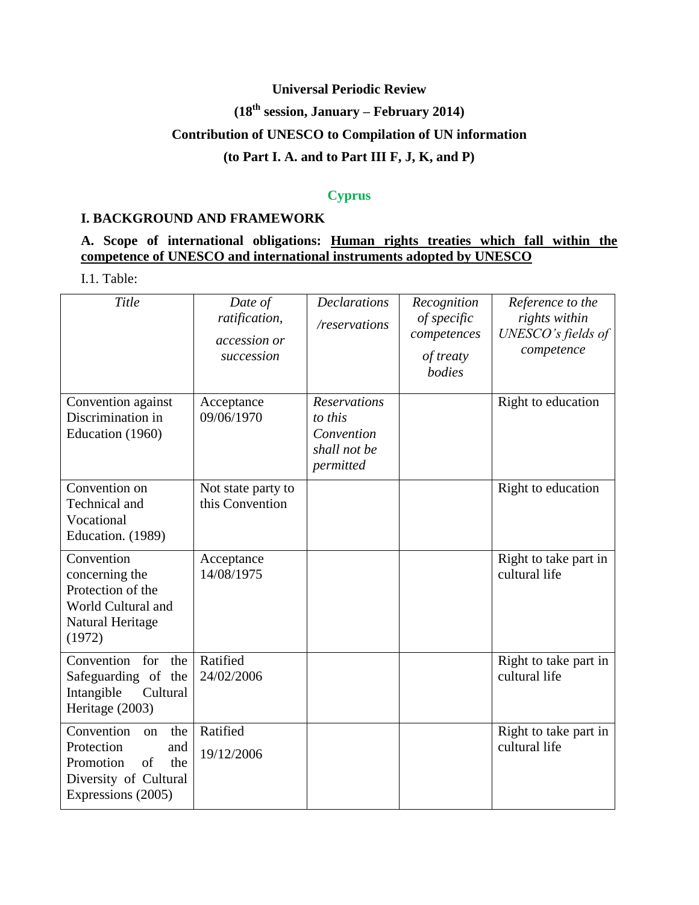**Universal Periodic Review**

**(18th session, January – February 2014)**

**Contribution of UNESCO to Compilation of UN information**

**(to Part I. A. and to Part III F, J, K, and P)**

## Cyprus

### I. BACKGROUND AND FRAMEWORK

**A. Scope of international obligations: Human rights treaties which fall within the competence of UNESCO and international instruments adopted by UNESCO**

I.1. Table:

| *Title* | *Date of ratification, accession or succession* | *Declarations /reservations* | *Recognition of specific competences of treaty bodies* | *Reference to the rights within UNESCO's fields of competence* |
|---|---|---|---|---|
| Convention against Discrimination in Education (1960) | Acceptance 09/06/1970 | *Reservations to this Convention shall not be permitted* | | Right to education |
| Convention on Technical and Vocational Education. (1989) | Not state party to this Convention | | | Right to education |
| Convention concerning the Protection of the World Cultural and Natural Heritage (1972) | Acceptance 14/08/1975 | | | Right to take part in cultural life |
| Convention for the Safeguarding of the Intangible Cultural Heritage (2003) | Ratified 24/02/2006 | | | Right to take part in cultural life |
| Convention on the Protection and Promotion of the Diversity of Cultural Expressions (2005) | Ratified 19/12/2006 | | | Right to take part in cultural life |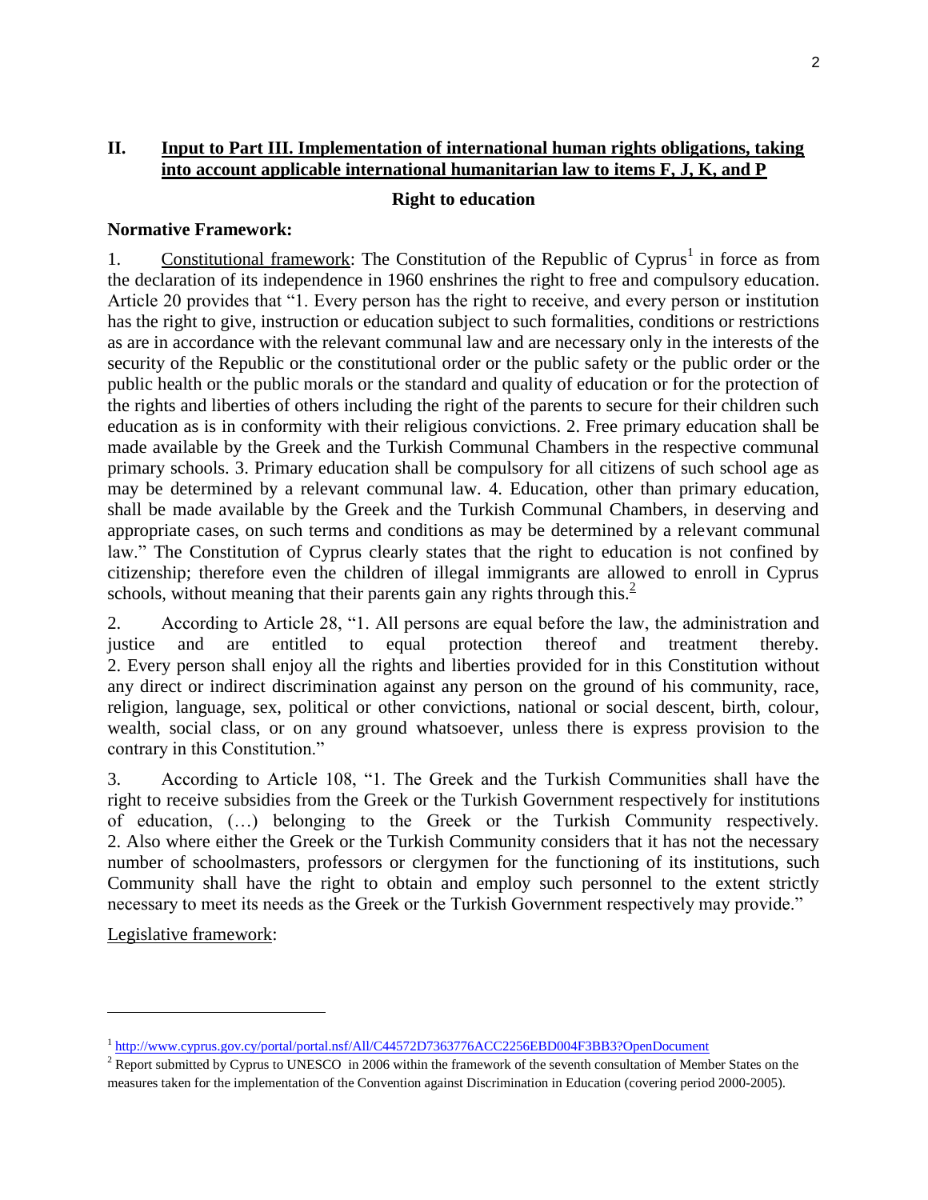## II. Input to Part III. Implementation of international human rights obligations, taking into account applicable international humanitarian law to items F, J, K, and P

### Right to education

**Normative Framework:**

1. Constitutional framework: The Constitution of the Republic of Cyprus[1] in force as from the declaration of its independence in 1960 enshrines the right to free and compulsory education. Article 20 provides that "1. Every person has the right to receive, and every person or institution has the right to give, instruction or education subject to such formalities, conditions or restrictions as are in accordance with the relevant communal law and are necessary only in the interests of the security of the Republic or the constitutional order or the public safety or the public order or the public health or the public morals or the standard and quality of education or for the protection of the rights and liberties of others including the right of the parents to secure for their children such education as is in conformity with their religious convictions. 2. Free primary education shall be made available by the Greek and the Turkish Communal Chambers in the respective communal primary schools. 3. Primary education shall be compulsory for all citizens of such school age as may be determined by a relevant communal law. 4. Education, other than primary education, shall be made available by the Greek and the Turkish Communal Chambers, in deserving and appropriate cases, on such terms and conditions as may be determined by a relevant communal law." The Constitution of Cyprus clearly states that the right to education is not confined by citizenship; therefore even the children of illegal immigrants are allowed to enroll in Cyprus schools, without meaning that their parents gain any rights through this.[2]

2. According to Article 28, "1. All persons are equal before the law, the administration and justice and are entitled to equal protection thereof and treatment thereby. 2. Every person shall enjoy all the rights and liberties provided for in this Constitution without any direct or indirect discrimination against any person on the ground of his community, race, religion, language, sex, political or other convictions, national or social descent, birth, colour, wealth, social class, or on any ground whatsoever, unless there is express provision to the contrary in this Constitution."

3. According to Article 108, "1. The Greek and the Turkish Communities shall have the right to receive subsidies from the Greek or the Turkish Government respectively for institutions of education, (…) belonging to the Greek or the Turkish Community respectively. 2. Also where either the Greek or the Turkish Community considers that it has not the necessary number of schoolmasters, professors or clergymen for the functioning of its institutions, such Community shall have the right to obtain and employ such personnel to the extent strictly necessary to meet its needs as the Greek or the Turkish Government respectively may provide."

Legislative framework:

---

[1] http://www.cyprus.gov.cy/portal/portal.nsf/All/C44572D7363776ACC2256EBD004F3BB3?OpenDocument

[2] Report submitted by Cyprus to UNESCO in 2006 within the framework of the seventh consultation of Member States on the measures taken for the implementation of the Convention against Discrimination in Education (covering period 2000-2005).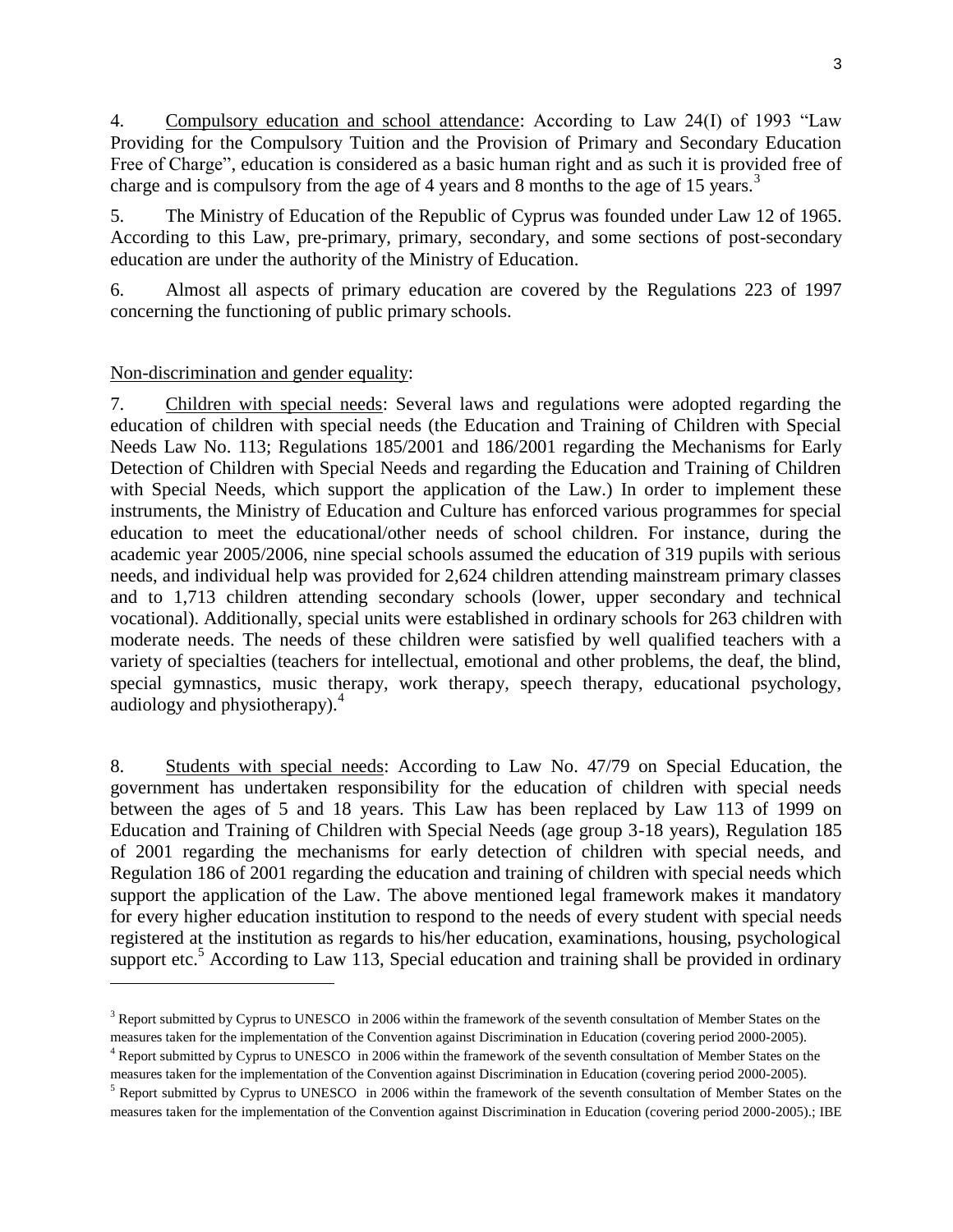4. Compulsory education and school attendance: According to Law 24(I) of 1993 "Law Providing for the Compulsory Tuition and the Provision of Primary and Secondary Education Free of Charge", education is considered as a basic human right and as such it is provided free of charge and is compulsory from the age of 4 years and 8 months to the age of 15 years.[3]

5. The Ministry of Education of the Republic of Cyprus was founded under Law 12 of 1965. According to this Law, pre-primary, primary, secondary, and some sections of post-secondary education are under the authority of the Ministry of Education.

6. Almost all aspects of primary education are covered by the Regulations 223 of 1997 concerning the functioning of public primary schools.

Non-discrimination and gender equality:

7. Children with special needs: Several laws and regulations were adopted regarding the education of children with special needs (the Education and Training of Children with Special Needs Law No. 113; Regulations 185/2001 and 186/2001 regarding the Mechanisms for Early Detection of Children with Special Needs and regarding the Education and Training of Children with Special Needs, which support the application of the Law.) In order to implement these instruments, the Ministry of Education and Culture has enforced various programmes for special education to meet the educational/other needs of school children. For instance, during the academic year 2005/2006, nine special schools assumed the education of 319 pupils with serious needs, and individual help was provided for 2,624 children attending mainstream primary classes and to 1,713 children attending secondary schools (lower, upper secondary and technical vocational). Additionally, special units were established in ordinary schools for 263 children with moderate needs. The needs of these children were satisfied by well qualified teachers with a variety of specialties (teachers for intellectual, emotional and other problems, the deaf, the blind, special gymnastics, music therapy, work therapy, speech therapy, educational psychology, audiology and physiotherapy).[4]

8. Students with special needs: According to Law No. 47/79 on Special Education, the government has undertaken responsibility for the education of children with special needs between the ages of 5 and 18 years. This Law has been replaced by Law 113 of 1999 on Education and Training of Children with Special Needs (age group 3-18 years), Regulation 185 of 2001 regarding the mechanisms for early detection of children with special needs, and Regulation 186 of 2001 regarding the education and training of children with special needs which support the application of the Law. The above mentioned legal framework makes it mandatory for every higher education institution to respond to the needs of every student with special needs registered at the institution as regards to his/her education, examinations, housing, psychological support etc.[5] According to Law 113, Special education and training shall be provided in ordinary

---

[3] Report submitted by Cyprus to UNESCO in 2006 within the framework of the seventh consultation of Member States on the measures taken for the implementation of the Convention against Discrimination in Education (covering period 2000-2005).

[4] Report submitted by Cyprus to UNESCO in 2006 within the framework of the seventh consultation of Member States on the measures taken for the implementation of the Convention against Discrimination in Education (covering period 2000-2005).

[5] Report submitted by Cyprus to UNESCO in 2006 within the framework of the seventh consultation of Member States on the measures taken for the implementation of the Convention against Discrimination in Education (covering period 2000-2005).; IBE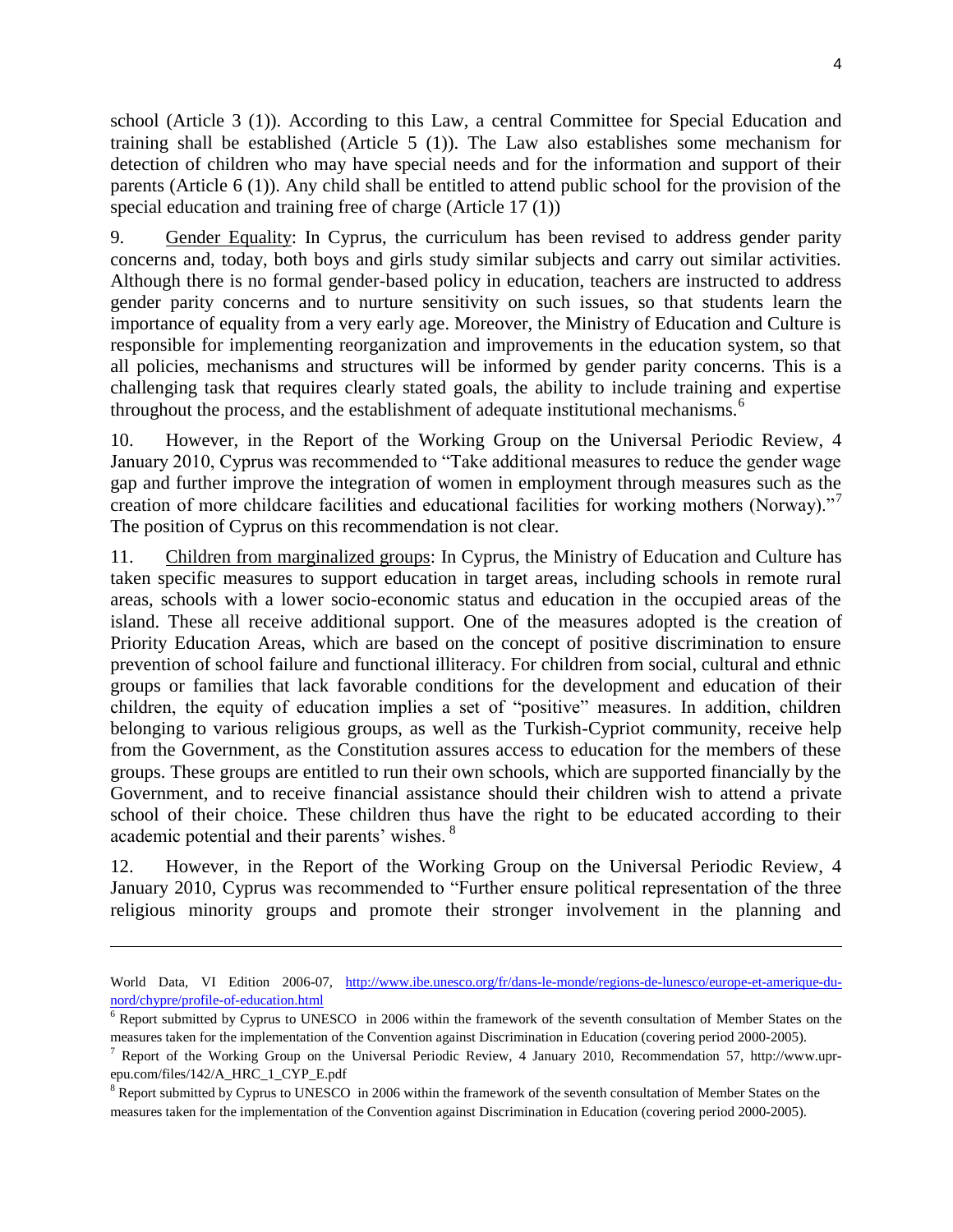school (Article 3 (1)). According to this Law, a central Committee for Special Education and training shall be established (Article 5 (1)). The Law also establishes some mechanism for detection of children who may have special needs and for the information and support of their parents (Article 6 (1)). Any child shall be entitled to attend public school for the provision of the special education and training free of charge (Article 17 (1))

9. Gender Equality: In Cyprus, the curriculum has been revised to address gender parity concerns and, today, both boys and girls study similar subjects and carry out similar activities. Although there is no formal gender-based policy in education, teachers are instructed to address gender parity concerns and to nurture sensitivity on such issues, so that students learn the importance of equality from a very early age. Moreover, the Ministry of Education and Culture is responsible for implementing reorganization and improvements in the education system, so that all policies, mechanisms and structures will be informed by gender parity concerns. This is a challenging task that requires clearly stated goals, the ability to include training and expertise throughout the process, and the establishment of adequate institutional mechanisms.[6]

10. However, in the Report of the Working Group on the Universal Periodic Review, 4 January 2010, Cyprus was recommended to "Take additional measures to reduce the gender wage gap and further improve the integration of women in employment through measures such as the creation of more childcare facilities and educational facilities for working mothers (Norway)."[7] The position of Cyprus on this recommendation is not clear.

11. Children from marginalized groups: In Cyprus, the Ministry of Education and Culture has taken specific measures to support education in target areas, including schools in remote rural areas, schools with a lower socio-economic status and education in the occupied areas of the island. These all receive additional support. One of the measures adopted is the creation of Priority Education Areas, which are based on the concept of positive discrimination to ensure prevention of school failure and functional illiteracy. For children from social, cultural and ethnic groups or families that lack favorable conditions for the development and education of their children, the equity of education implies a set of "positive" measures. In addition, children belonging to various religious groups, as well as the Turkish-Cypriot community, receive help from the Government, as the Constitution assures access to education for the members of these groups. These groups are entitled to run their own schools, which are supported financially by the Government, and to receive financial assistance should their children wish to attend a private school of their choice. These children thus have the right to be educated according to their academic potential and their parents' wishes.[8]

12. However, in the Report of the Working Group on the Universal Periodic Review, 4 January 2010, Cyprus was recommended to "Further ensure political representation of the three religious minority groups and promote their stronger involvement in the planning and

---

World Data, VI Edition 2006-07, http://www.ibe.unesco.org/fr/dans-le-monde/regions-de-lunesco/europe-et-amerique-du-nord/chypre/profile-of-education.html

[6] Report submitted by Cyprus to UNESCO in 2006 within the framework of the seventh consultation of Member States on the measures taken for the implementation of the Convention against Discrimination in Education (covering period 2000-2005).

[7] Report of the Working Group on the Universal Periodic Review, 4 January 2010, Recommendation 57, http://www.upr-epu.com/files/142/A_HRC_1_CYP_E.pdf

[8] Report submitted by Cyprus to UNESCO in 2006 within the framework of the seventh consultation of Member States on the measures taken for the implementation of the Convention against Discrimination in Education (covering period 2000-2005).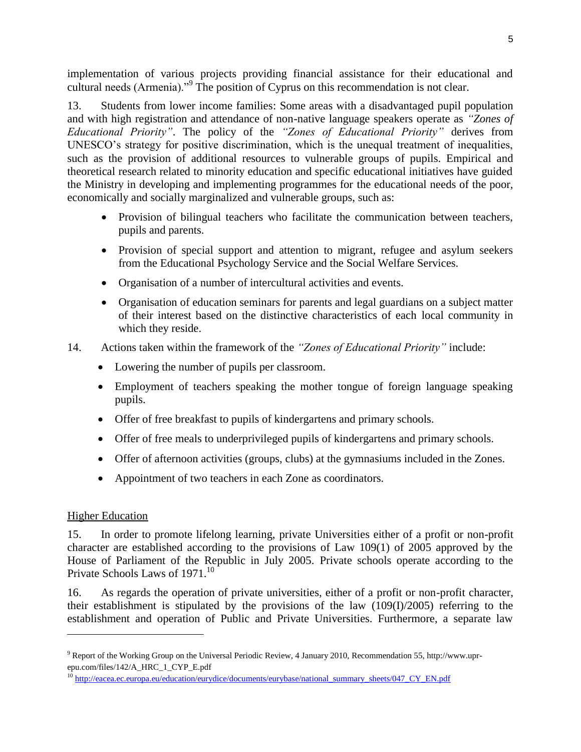implementation of various projects providing financial assistance for their educational and cultural needs (Armenia)."[9] The position of Cyprus on this recommendation is not clear.

13. Students from lower income families: Some areas with a disadvantaged pupil population and with high registration and attendance of non-native language speakers operate as *"Zones of Educational Priority"*. The policy of the *"Zones of Educational Priority"* derives from UNESCO's strategy for positive discrimination, which is the unequal treatment of inequalities, such as the provision of additional resources to vulnerable groups of pupils. Empirical and theoretical research related to minority education and specific educational initiatives have guided the Ministry in developing and implementing programmes for the educational needs of the poor, economically and socially marginalized and vulnerable groups, such as:

- Provision of bilingual teachers who facilitate the communication between teachers, pupils and parents.
- Provision of special support and attention to migrant, refugee and asylum seekers from the Educational Psychology Service and the Social Welfare Services.
- Organisation of a number of intercultural activities and events.
- Organisation of education seminars for parents and legal guardians on a subject matter of their interest based on the distinctive characteristics of each local community in which they reside.

14. Actions taken within the framework of the *"Zones of Educational Priority"* include:

- Lowering the number of pupils per classroom.
- Employment of teachers speaking the mother tongue of foreign language speaking pupils.
- Offer of free breakfast to pupils of kindergartens and primary schools.
- Offer of free meals to underprivileged pupils of kindergartens and primary schools.
- Offer of afternoon activities (groups, clubs) at the gymnasiums included in the Zones.
- Appointment of two teachers in each Zone as coordinators.

## Higher Education

15. In order to promote lifelong learning, private Universities either of a profit or non-profit character are established according to the provisions of Law 109(1) of 2005 approved by the House of Parliament of the Republic in July 2005. Private schools operate according to the Private Schools Laws of 1971.[10]

16. As regards the operation of private universities, either of a profit or non-profit character, their establishment is stipulated by the provisions of the law (109(I)/2005) referring to the establishment and operation of Public and Private Universities. Furthermore, a separate law

---

[9] Report of the Working Group on the Universal Periodic Review, 4 January 2010, Recommendation 55, http://www.upr-epu.com/files/142/A_HRC_1_CYP_E.pdf

[10] http://eacea.ec.europa.eu/education/eurydice/documents/eurybase/national_summary_sheets/047_CY_EN.pdf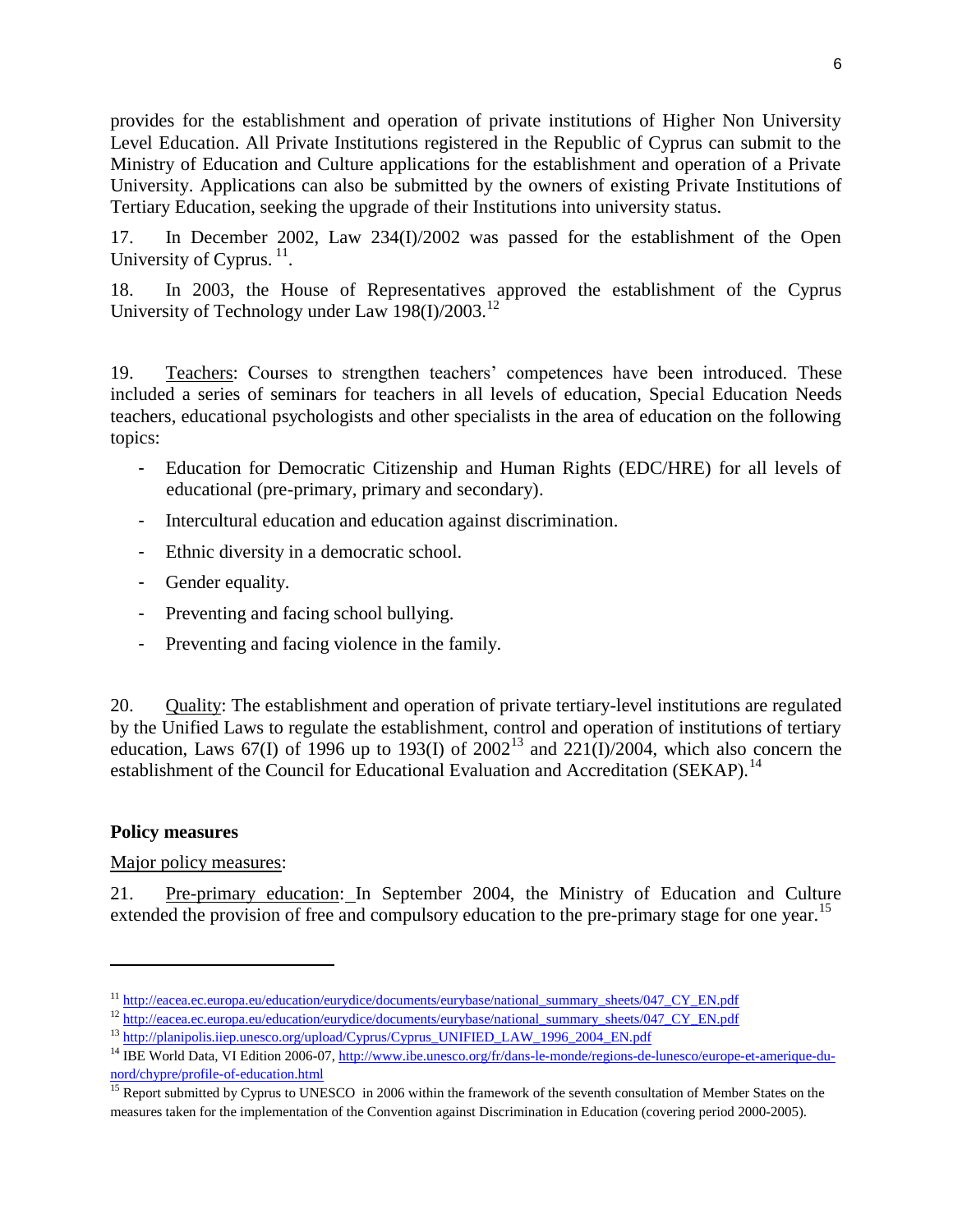provides for the establishment and operation of private institutions of Higher Non University Level Education. All Private Institutions registered in the Republic of Cyprus can submit to the Ministry of Education and Culture applications for the establishment and operation of a Private University. Applications can also be submitted by the owners of existing Private Institutions of Tertiary Education, seeking the upgrade of their Institutions into university status.

17. In December 2002, Law 234(I)/2002 was passed for the establishment of the Open University of Cyprus. [11].

18. In 2003, the House of Representatives approved the establishment of the Cyprus University of Technology under Law 198(I)/2003.[12]

19. Teachers: Courses to strengthen teachers' competences have been introduced. These included a series of seminars for teachers in all levels of education, Special Education Needs teachers, educational psychologists and other specialists in the area of education on the following topics:

- Education for Democratic Citizenship and Human Rights (EDC/HRE) for all levels of educational (pre-primary, primary and secondary).
- Intercultural education and education against discrimination.
- Ethnic diversity in a democratic school.
- Gender equality.
- Preventing and facing school bullying.
- Preventing and facing violence in the family.

20. Quality: The establishment and operation of private tertiary-level institutions are regulated by the Unified Laws to regulate the establishment, control and operation of institutions of tertiary education, Laws 67(I) of 1996 up to 193(I) of 2002[13] and 221(I)/2004, which also concern the establishment of the Council for Educational Evaluation and Accreditation (SEKAP).[14]

**Policy measures**

Major policy measures:

21. Pre-primary education: In September 2004, the Ministry of Education and Culture extended the provision of free and compulsory education to the pre-primary stage for one year.[15]

---

[11] http://eacea.ec.europa.eu/education/eurydice/documents/eurybase/national_summary_sheets/047_CY_EN.pdf

[12] http://eacea.ec.europa.eu/education/eurydice/documents/eurybase/national_summary_sheets/047_CY_EN.pdf

[13] http://planipolis.iiep.unesco.org/upload/Cyprus/Cyprus_UNIFIED_LAW_1996_2004_EN.pdf

[14] IBE World Data, VI Edition 2006-07, http://www.ibe.unesco.org/fr/dans-le-monde/regions-de-lunesco/europe-et-amerique-du-nord/chypre/profile-of-education.html

[15] Report submitted by Cyprus to UNESCO in 2006 within the framework of the seventh consultation of Member States on the measures taken for the implementation of the Convention against Discrimination in Education (covering period 2000-2005).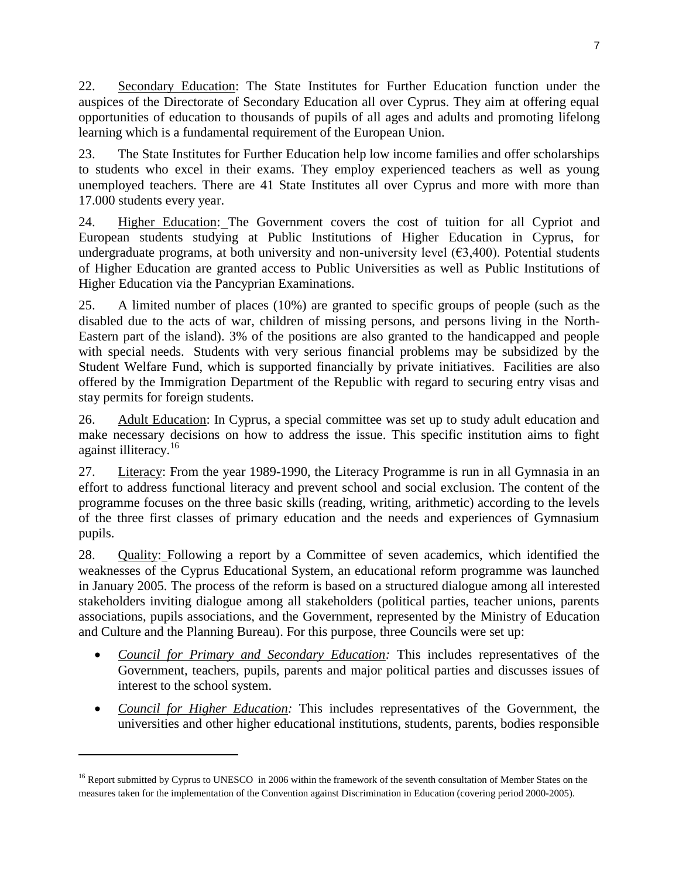22. Secondary Education: The State Institutes for Further Education function under the auspices of the Directorate of Secondary Education all over Cyprus. They aim at offering equal opportunities of education to thousands of pupils of all ages and adults and promoting lifelong learning which is a fundamental requirement of the European Union.

23. The State Institutes for Further Education help low income families and offer scholarships to students who excel in their exams. They employ experienced teachers as well as young unemployed teachers. There are 41 State Institutes all over Cyprus and more with more than 17.000 students every year.

24. Higher Education: The Government covers the cost of tuition for all Cypriot and European students studying at Public Institutions of Higher Education in Cyprus, for undergraduate programs, at both university and non-university level (€3,400). Potential students of Higher Education are granted access to Public Universities as well as Public Institutions of Higher Education via the Pancyprian Examinations.

25. A limited number of places (10%) are granted to specific groups of people (such as the disabled due to the acts of war, children of missing persons, and persons living in the North-Eastern part of the island). 3% of the positions are also granted to the handicapped and people with special needs. Students with very serious financial problems may be subsidized by the Student Welfare Fund, which is supported financially by private initiatives. Facilities are also offered by the Immigration Department of the Republic with regard to securing entry visas and stay permits for foreign students.

26. Adult Education: In Cyprus, a special committee was set up to study adult education and make necessary decisions on how to address the issue. This specific institution aims to fight against illiteracy.[16]

27. Literacy: From the year 1989-1990, the Literacy Programme is run in all Gymnasia in an effort to address functional literacy and prevent school and social exclusion. The content of the programme focuses on the three basic skills (reading, writing, arithmetic) according to the levels of the three first classes of primary education and the needs and experiences of Gymnasium pupils.

28. Quality: Following a report by a Committee of seven academics, which identified the weaknesses of the Cyprus Educational System, an educational reform programme was launched in January 2005. The process of the reform is based on a structured dialogue among all interested stakeholders inviting dialogue among all stakeholders (political parties, teacher unions, parents associations, pupils associations, and the Government, represented by the Ministry of Education and Culture and the Planning Bureau). For this purpose, three Councils were set up:

- *Council for Primary and Secondary Education:* This includes representatives of the Government, teachers, pupils, parents and major political parties and discusses issues of interest to the school system.
- *Council for Higher Education:* This includes representatives of the Government, the universities and other higher educational institutions, students, parents, bodies responsible

---

[16] Report submitted by Cyprus to UNESCO in 2006 within the framework of the seventh consultation of Member States on the measures taken for the implementation of the Convention against Discrimination in Education (covering period 2000-2005).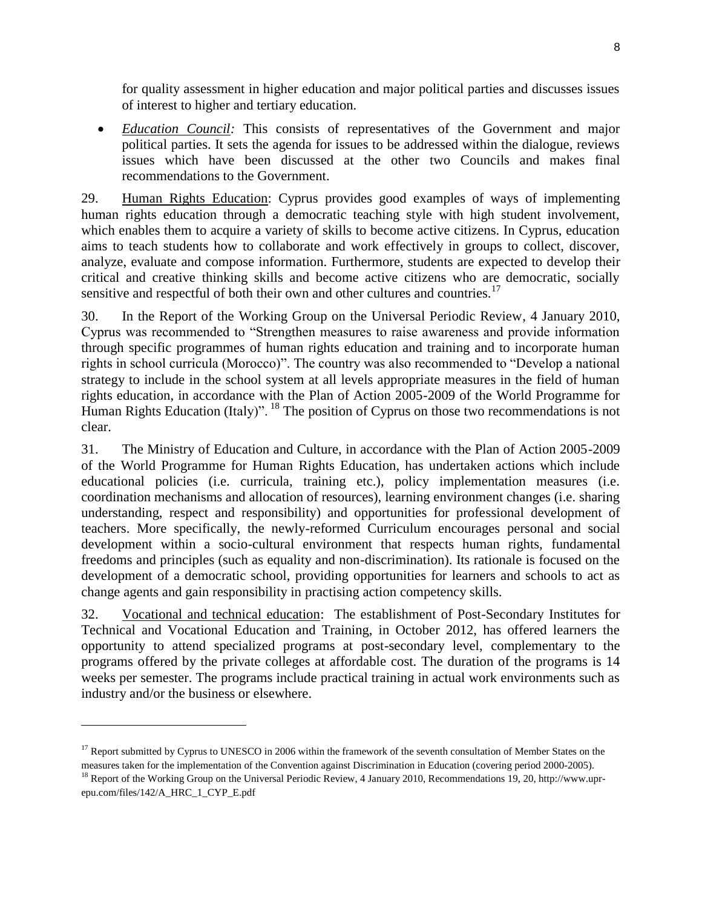for quality assessment in higher education and major political parties and discusses issues of interest to higher and tertiary education.

- *Education Council:* This consists of representatives of the Government and major political parties. It sets the agenda for issues to be addressed within the dialogue, reviews issues which have been discussed at the other two Councils and makes final recommendations to the Government.

29. Human Rights Education: Cyprus provides good examples of ways of implementing human rights education through a democratic teaching style with high student involvement, which enables them to acquire a variety of skills to become active citizens. In Cyprus, education aims to teach students how to collaborate and work effectively in groups to collect, discover, analyze, evaluate and compose information. Furthermore, students are expected to develop their critical and creative thinking skills and become active citizens who are democratic, socially sensitive and respectful of both their own and other cultures and countries.[17]

30. In the Report of the Working Group on the Universal Periodic Review, 4 January 2010, Cyprus was recommended to "Strengthen measures to raise awareness and provide information through specific programmes of human rights education and training and to incorporate human rights in school curricula (Morocco)". The country was also recommended to "Develop a national strategy to include in the school system at all levels appropriate measures in the field of human rights education, in accordance with the Plan of Action 2005-2009 of the World Programme for Human Rights Education (Italy)".[18] The position of Cyprus on those two recommendations is not clear.

31. The Ministry of Education and Culture, in accordance with the Plan of Action 2005-2009 of the World Programme for Human Rights Education, has undertaken actions which include educational policies (i.e. curricula, training etc.), policy implementation measures (i.e. coordination mechanisms and allocation of resources), learning environment changes (i.e. sharing understanding, respect and responsibility) and opportunities for professional development of teachers. More specifically, the newly-reformed Curriculum encourages personal and social development within a socio-cultural environment that respects human rights, fundamental freedoms and principles (such as equality and non-discrimination). Its rationale is focused on the development of a democratic school, providing opportunities for learners and schools to act as change agents and gain responsibility in practising action competency skills.

32. Vocational and technical education: The establishment of Post-Secondary Institutes for Technical and Vocational Education and Training, in October 2012, has offered learners the opportunity to attend specialized programs at post-secondary level, complementary to the programs offered by the private colleges at affordable cost. The duration of the programs is 14 weeks per semester. The programs include practical training in actual work environments such as industry and/or the business or elsewhere.

---

[17] Report submitted by Cyprus to UNESCO in 2006 within the framework of the seventh consultation of Member States on the measures taken for the implementation of the Convention against Discrimination in Education (covering period 2000-2005).

[18] Report of the Working Group on the Universal Periodic Review, 4 January 2010, Recommendations 19, 20, http://www.upr-epu.com/files/142/A_HRC_1_CYP_E.pdf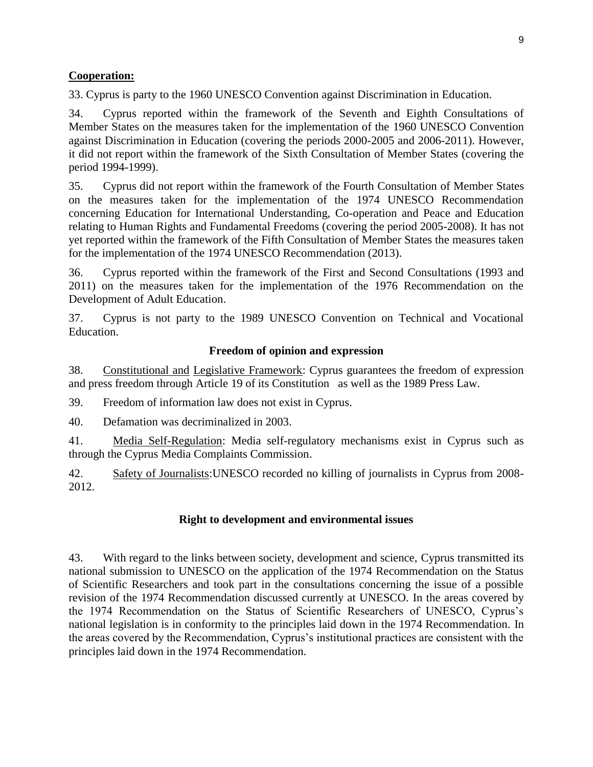**Cooperation:**

33. Cyprus is party to the 1960 UNESCO Convention against Discrimination in Education.

34. Cyprus reported within the framework of the Seventh and Eighth Consultations of Member States on the measures taken for the implementation of the 1960 UNESCO Convention against Discrimination in Education (covering the periods 2000-2005 and 2006-2011). However, it did not report within the framework of the Sixth Consultation of Member States (covering the period 1994-1999).

35. Cyprus did not report within the framework of the Fourth Consultation of Member States on the measures taken for the implementation of the 1974 UNESCO Recommendation concerning Education for International Understanding, Co-operation and Peace and Education relating to Human Rights and Fundamental Freedoms (covering the period 2005-2008). It has not yet reported within the framework of the Fifth Consultation of Member States the measures taken for the implementation of the 1974 UNESCO Recommendation (2013).

36. Cyprus reported within the framework of the First and Second Consultations (1993 and 2011) on the measures taken for the implementation of the 1976 Recommendation on the Development of Adult Education.

37. Cyprus is not party to the 1989 UNESCO Convention on Technical and Vocational Education.

### Freedom of opinion and expression

38. Constitutional and Legislative Framework: Cyprus guarantees the freedom of expression and press freedom through Article 19 of its Constitution as well as the 1989 Press Law.

39. Freedom of information law does not exist in Cyprus.

40. Defamation was decriminalized in 2003.

41. Media Self-Regulation: Media self-regulatory mechanisms exist in Cyprus such as through the Cyprus Media Complaints Commission.

42. Safety of Journalists:UNESCO recorded no killing of journalists in Cyprus from 2008-2012.

### Right to development and environmental issues

43. With regard to the links between society, development and science, Cyprus transmitted its national submission to UNESCO on the application of the 1974 Recommendation on the Status of Scientific Researchers and took part in the consultations concerning the issue of a possible revision of the 1974 Recommendation discussed currently at UNESCO. In the areas covered by the 1974 Recommendation on the Status of Scientific Researchers of UNESCO, Cyprus's national legislation is in conformity to the principles laid down in the 1974 Recommendation. In the areas covered by the Recommendation, Cyprus's institutional practices are consistent with the principles laid down in the 1974 Recommendation.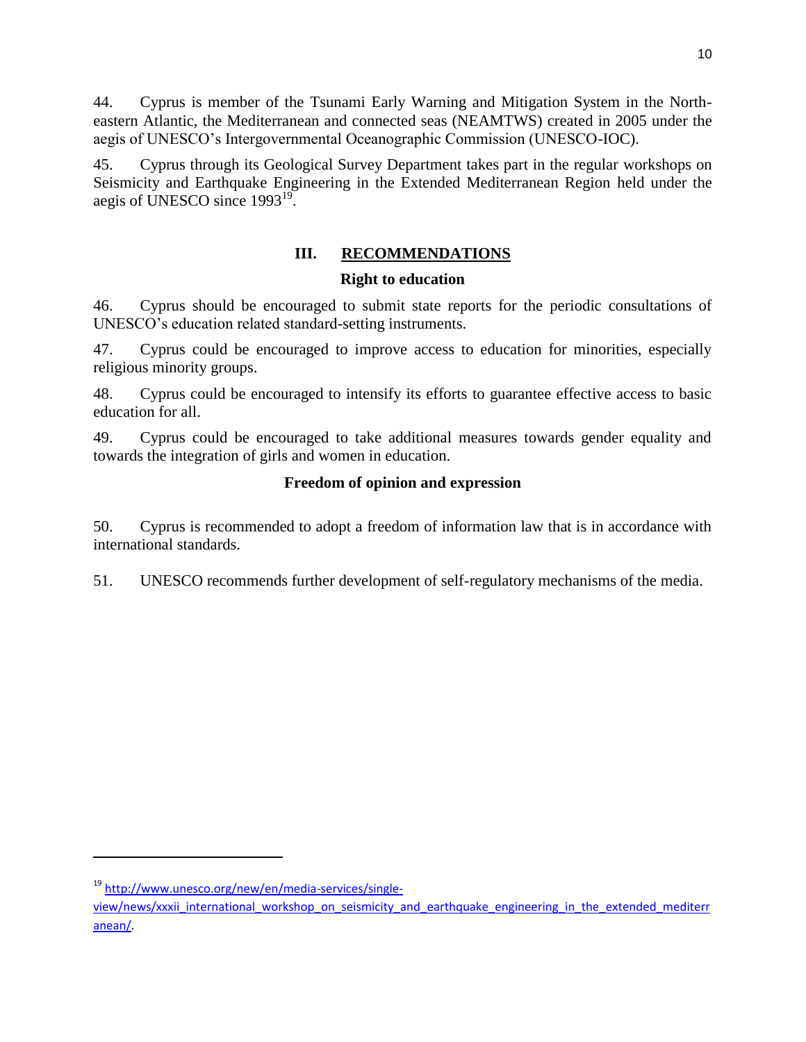44. Cyprus is member of the Tsunami Early Warning and Mitigation System in the North-eastern Atlantic, the Mediterranean and connected seas (NEAMTWS) created in 2005 under the aegis of UNESCO's Intergovernmental Oceanographic Commission (UNESCO-IOC).

45. Cyprus through its Geological Survey Department takes part in the regular workshops on Seismicity and Earthquake Engineering in the Extended Mediterranean Region held under the aegis of UNESCO since 1993[19].

## III. RECOMMENDATIONS

### Right to education

46. Cyprus should be encouraged to submit state reports for the periodic consultations of UNESCO's education related standard-setting instruments.

47. Cyprus could be encouraged to improve access to education for minorities, especially religious minority groups.

48. Cyprus could be encouraged to intensify its efforts to guarantee effective access to basic education for all.

49. Cyprus could be encouraged to take additional measures towards gender equality and towards the integration of girls and women in education.

### Freedom of opinion and expression

50. Cyprus is recommended to adopt a freedom of information law that is in accordance with international standards.

51. UNESCO recommends further development of self-regulatory mechanisms of the media.

---

[19] http://www.unesco.org/new/en/media-services/single-view/news/xxxii_international_workshop_on_seismicity_and_earthquake_engineering_in_the_extended_mediterranean/.